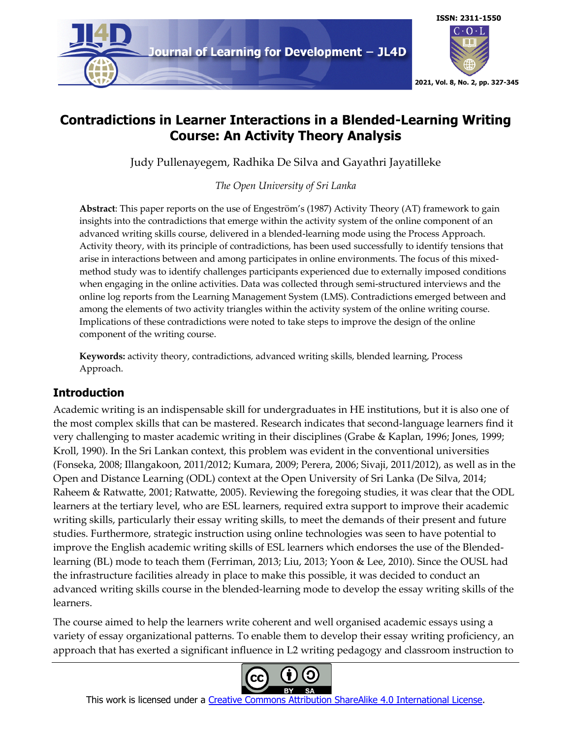# Contradictions in Learner Interactions in a Blended-Learning Writing Course: An Activity Theory Analysis

Judy Pullenayegem, Radhika De Silva and Gayathri Jayatilleke

*The Open University of Sri Lanka*

**Abstract**: This paper reports on the use of Engeström's (1987) Activity Theory (AT) framework to gain insights into the contradictions that emerge within the activity system of the online component of an advanced writing skills course, delivered in a blended-learning mode using the Process Approach. Activity theory, with its principle of contradictions, has been used successfully to identify tensions that arise in interactions between and among participates in online environments. The focus of this mixed-method study was to identify challenges participants experienced due to externally imposed conditions when engaging in the online activities. Data was collected through semi-structured interviews and the online log reports from the Learning Management System (LMS). Contradictions emerged between and among the elements of two activity triangles within the activity system of the online writing course. Implications of these contradictions were noted to take steps to improve the design of the online component of the writing course.

**Keywords:** activity theory, contradictions, advanced writing skills, blended learning, Process Approach.

## Introduction

Academic writing is an indispensable skill for undergraduates in HE institutions, but it is also one of the most complex skills that can be mastered. Research indicates that second-language learners find it very challenging to master academic writing in their disciplines (Grabe & Kaplan, 1996; Jones, 1999; Kroll, 1990). In the Sri Lankan context, this problem was evident in the conventional universities (Fonseka, 2008; Illangakoon, 2011/2012; Kumara, 2009; Perera, 2006; Sivaji, 2011/2012), as well as in the Open and Distance Learning (ODL) context at the Open University of Sri Lanka (De Silva, 2014; Raheem & Ratwatte, 2001; Ratwatte, 2005). Reviewing the foregoing studies, it was clear that the ODL learners at the tertiary level, who are ESL learners, required extra support to improve their academic writing skills, particularly their essay writing skills, to meet the demands of their present and future studies. Furthermore, strategic instruction using online technologies was seen to have potential to improve the English academic writing skills of ESL learners which endorses the use of the Blended-learning (BL) mode to teach them (Ferriman, 2013; Liu, 2013; Yoon & Lee, 2010). Since the OUSL had the infrastructure facilities already in place to make this possible, it was decided to conduct an advanced writing skills course in the blended-learning mode to develop the essay writing skills of the learners.

The course aimed to help the learners write coherent and well organised academic essays using a variety of essay organizational patterns. To enable them to develop their essay writing proficiency, an approach that has exerted a significant influence in L2 writing pedagogy and classroom instruction to

This work is licensed under a Creative Commons Attribution ShareAlike 4.0 International License.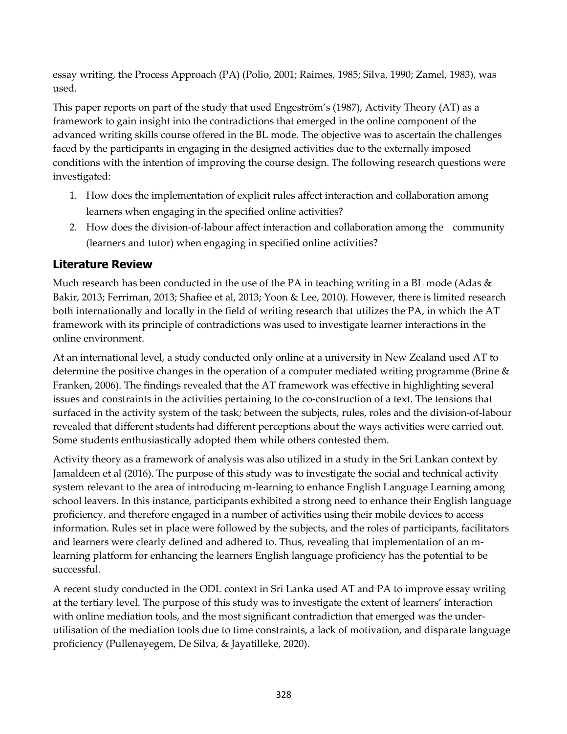essay writing, the Process Approach (PA) (Polio, 2001; Raimes, 1985; Silva, 1990; Zamel, 1983), was used.

This paper reports on part of the study that used Engeström's (1987), Activity Theory (AT) as a framework to gain insight into the contradictions that emerged in the online component of the advanced writing skills course offered in the BL mode. The objective was to ascertain the challenges faced by the participants in engaging in the designed activities due to the externally imposed conditions with the intention of improving the course design. The following research questions were investigated:

1. How does the implementation of explicit rules affect interaction and collaboration among learners when engaging in the specified online activities?
2. How does the division-of-labour affect interaction and collaboration among the community (learners and tutor) when engaging in specified online activities?

## Literature Review

Much research has been conducted in the use of the PA in teaching writing in a BL mode (Adas & Bakir, 2013; Ferriman, 2013; Shafiee et al, 2013; Yoon & Lee, 2010). However, there is limited research both internationally and locally in the field of writing research that utilizes the PA, in which the AT framework with its principle of contradictions was used to investigate learner interactions in the online environment.

At an international level, a study conducted only online at a university in New Zealand used AT to determine the positive changes in the operation of a computer mediated writing programme (Brine & Franken, 2006). The findings revealed that the AT framework was effective in highlighting several issues and constraints in the activities pertaining to the co-construction of a text. The tensions that surfaced in the activity system of the task; between the subjects, rules, roles and the division-of-labour revealed that different students had different perceptions about the ways activities were carried out. Some students enthusiastically adopted them while others contested them.

Activity theory as a framework of analysis was also utilized in a study in the Sri Lankan context by Jamaldeen et al (2016). The purpose of this study was to investigate the social and technical activity system relevant to the area of introducing m-learning to enhance English Language Learning among school leavers. In this instance, participants exhibited a strong need to enhance their English language proficiency, and therefore engaged in a number of activities using their mobile devices to access information. Rules set in place were followed by the subjects, and the roles of participants, facilitators and learners were clearly defined and adhered to. Thus, revealing that implementation of an m-learning platform for enhancing the learners English language proficiency has the potential to be successful.

A recent study conducted in the ODL context in Sri Lanka used AT and PA to improve essay writing at the tertiary level. The purpose of this study was to investigate the extent of learners' interaction with online mediation tools, and the most significant contradiction that emerged was the under-utilisation of the mediation tools due to time constraints, a lack of motivation, and disparate language proficiency (Pullenayegem, De Silva, & Jayatilleke, 2020).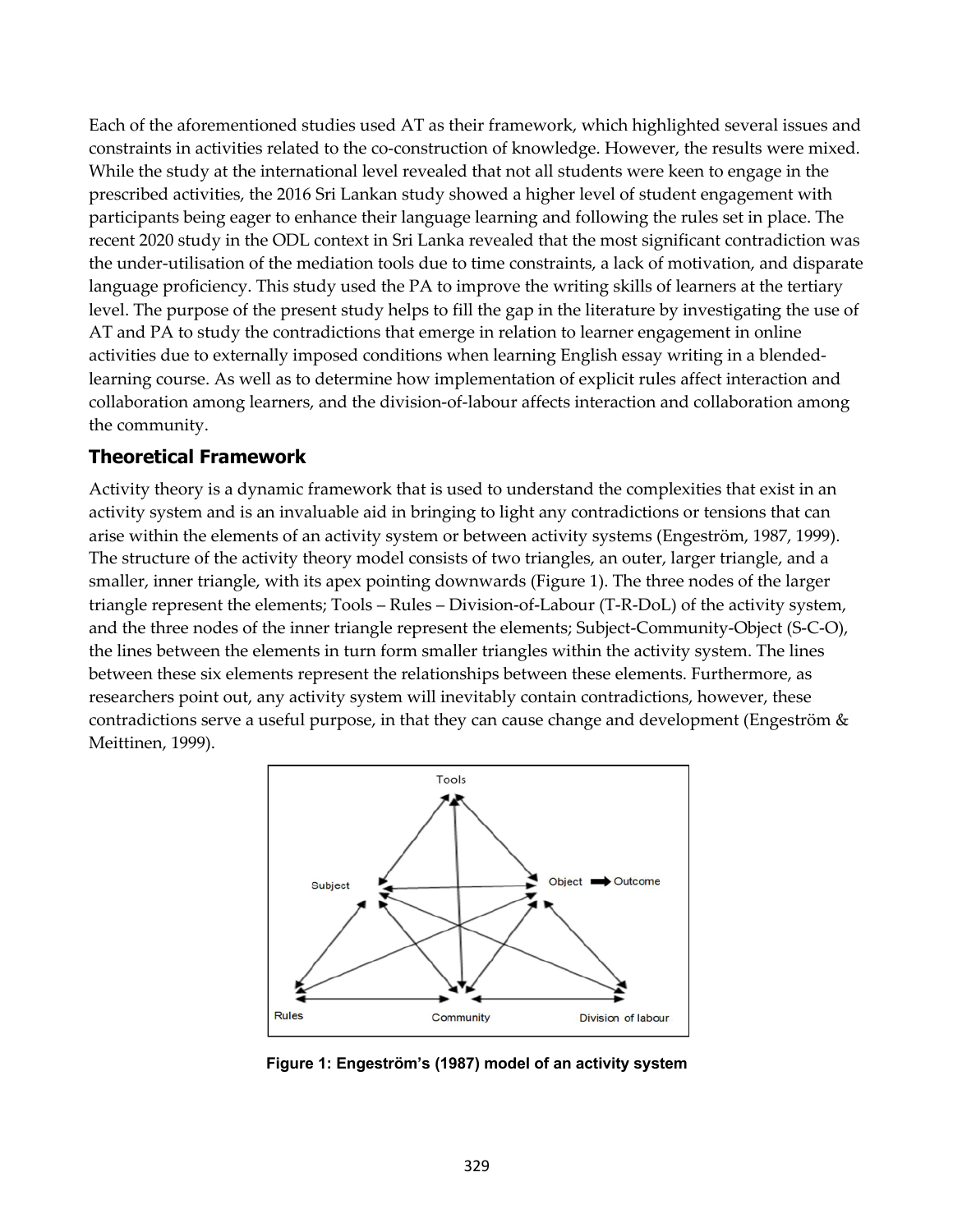Each of the aforementioned studies used AT as their framework, which highlighted several issues and constraints in activities related to the co-construction of knowledge. However, the results were mixed. While the study at the international level revealed that not all students were keen to engage in the prescribed activities, the 2016 Sri Lankan study showed a higher level of student engagement with participants being eager to enhance their language learning and following the rules set in place. The recent 2020 study in the ODL context in Sri Lanka revealed that the most significant contradiction was the under-utilisation of the mediation tools due to time constraints, a lack of motivation, and disparate language proficiency. This study used the PA to improve the writing skills of learners at the tertiary level. The purpose of the present study helps to fill the gap in the literature by investigating the use of AT and PA to study the contradictions that emerge in relation to learner engagement in online activities due to externally imposed conditions when learning English essay writing in a blended-learning course. As well as to determine how implementation of explicit rules affect interaction and collaboration among learners, and the division-of-labour affects interaction and collaboration among the community.

## Theoretical Framework

Activity theory is a dynamic framework that is used to understand the complexities that exist in an activity system and is an invaluable aid in bringing to light any contradictions or tensions that can arise within the elements of an activity system or between activity systems (Engeström, 1987, 1999). The structure of the activity theory model consists of two triangles, an outer, larger triangle, and a smaller, inner triangle, with its apex pointing downwards (Figure 1). The three nodes of the larger triangle represent the elements; Tools – Rules – Division-of-Labour (T-R-DoL) of the activity system, and the three nodes of the inner triangle represent the elements; Subject-Community-Object (S-C-O), the lines between the elements in turn form smaller triangles within the activity system. The lines between these six elements represent the relationships between these elements. Furthermore, as researchers point out, any activity system will inevitably contain contradictions, however, these contradictions serve a useful purpose, in that they can cause change and development (Engeström & Meittinen, 1999).

**Figure 1: Engeström's (1987) model of an activity system**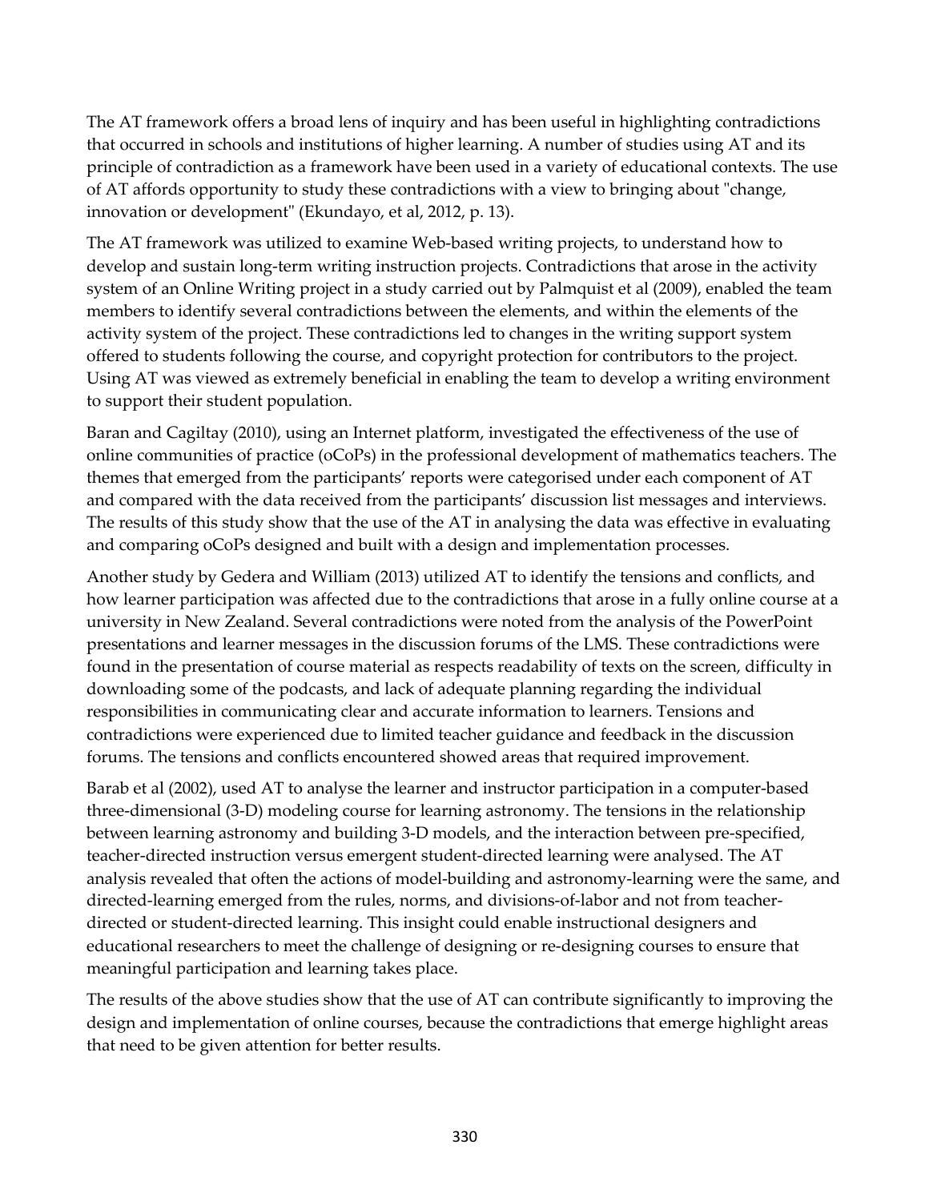The AT framework offers a broad lens of inquiry and has been useful in highlighting contradictions that occurred in schools and institutions of higher learning. A number of studies using AT and its principle of contradiction as a framework have been used in a variety of educational contexts. The use of AT affords opportunity to study these contradictions with a view to bringing about "change, innovation or development" (Ekundayo, et al, 2012, p. 13).

The AT framework was utilized to examine Web-based writing projects, to understand how to develop and sustain long-term writing instruction projects. Contradictions that arose in the activity system of an Online Writing project in a study carried out by Palmquist et al (2009), enabled the team members to identify several contradictions between the elements, and within the elements of the activity system of the project. These contradictions led to changes in the writing support system offered to students following the course, and copyright protection for contributors to the project. Using AT was viewed as extremely beneficial in enabling the team to develop a writing environment to support their student population.

Baran and Cagiltay (2010), using an Internet platform, investigated the effectiveness of the use of online communities of practice (oCoPs) in the professional development of mathematics teachers. The themes that emerged from the participants' reports were categorised under each component of AT and compared with the data received from the participants' discussion list messages and interviews. The results of this study show that the use of the AT in analysing the data was effective in evaluating and comparing oCoPs designed and built with a design and implementation processes.

Another study by Gedera and William (2013) utilized AT to identify the tensions and conflicts, and how learner participation was affected due to the contradictions that arose in a fully online course at a university in New Zealand. Several contradictions were noted from the analysis of the PowerPoint presentations and learner messages in the discussion forums of the LMS. These contradictions were found in the presentation of course material as respects readability of texts on the screen, difficulty in downloading some of the podcasts, and lack of adequate planning regarding the individual responsibilities in communicating clear and accurate information to learners. Tensions and contradictions were experienced due to limited teacher guidance and feedback in the discussion forums. The tensions and conflicts encountered showed areas that required improvement.

Barab et al (2002), used AT to analyse the learner and instructor participation in a computer-based three-dimensional (3-D) modeling course for learning astronomy. The tensions in the relationship between learning astronomy and building 3-D models, and the interaction between pre-specified, teacher-directed instruction versus emergent student-directed learning were analysed. The AT analysis revealed that often the actions of model-building and astronomy-learning were the same, and directed-learning emerged from the rules, norms, and divisions-of-labor and not from teacher-directed or student-directed learning. This insight could enable instructional designers and educational researchers to meet the challenge of designing or re-designing courses to ensure that meaningful participation and learning takes place.

The results of the above studies show that the use of AT can contribute significantly to improving the design and implementation of online courses, because the contradictions that emerge highlight areas that need to be given attention for better results.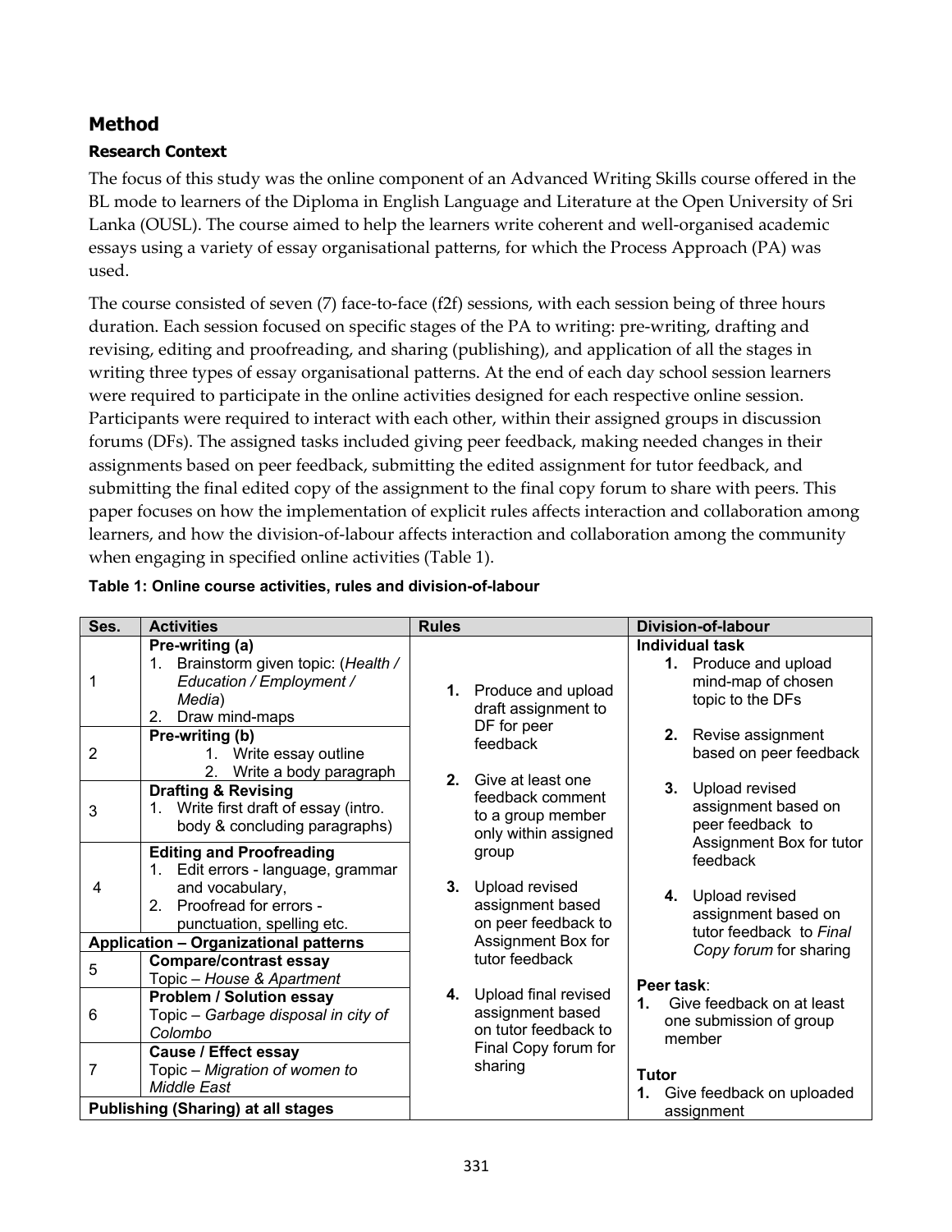## Method

### Research Context

The focus of this study was the online component of an Advanced Writing Skills course offered in the BL mode to learners of the Diploma in English Language and Literature at the Open University of Sri Lanka (OUSL). The course aimed to help the learners write coherent and well-organised academic essays using a variety of essay organisational patterns, for which the Process Approach (PA) was used.

The course consisted of seven (7) face-to-face (f2f) sessions, with each session being of three hours duration. Each session focused on specific stages of the PA to writing: pre-writing, drafting and revising, editing and proofreading, and sharing (publishing), and application of all the stages in writing three types of essay organisational patterns. At the end of each day school session learners were required to participate in the online activities designed for each respective online session. Participants were required to interact with each other, within their assigned groups in discussion forums (DFs). The assigned tasks included giving peer feedback, making needed changes in their assignments based on peer feedback, submitting the edited assignment for tutor feedback, and submitting the final edited copy of the assignment to the final copy forum to share with peers. This paper focuses on how the implementation of explicit rules affects interaction and collaboration among learners, and how the division-of-labour affects interaction and collaboration among the community when engaging in specified online activities (Table 1).

**Table 1: Online course activities, rules and division-of-labour**

| Ses. | Activities | Rules | Division-of-labour |
|---|---|---|---|
| 1 | **Pre-writing (a)**<br>1. Brainstorm given topic: (*Health / Education / Employment / Media*)<br>2. Draw mind-maps | **1.** Produce and upload draft assignment to DF for peer feedback<br><br>**2.** Give at least one feedback comment to a group member only within assigned group<br><br>**3.** Upload revised assignment based on peer feedback to Assignment Box for tutor feedback<br><br>**4.** Upload final revised assignment based on tutor feedback to Final Copy forum for sharing | **Individual task**<br>**1.** Produce and upload mind-map of chosen topic to the DFs<br><br>**2.** Revise assignment based on peer feedback<br><br>**3.** Upload revised assignment based on peer feedback to Assignment Box for tutor feedback<br><br>**4.** Upload revised assignment based on tutor feedback to *Final Copy forum* for sharing<br><br>**Peer task**:<br>**1.** Give feedback on at least one submission of group member<br><br>**Tutor**<br>**1.** Give feedback on uploaded assignment |
| 2 | **Pre-writing (b)**<br>1. Write essay outline<br>2. Write a body paragraph | | |
| 3 | **Drafting & Revising**<br>1. Write first draft of essay (intro. body & concluding paragraphs) | | |
| 4 | **Editing and Proofreading**<br>1. Edit errors - language, grammar and vocabulary,<br>2. Proofread for errors - punctuation, spelling etc. | | |
| **Application – Organizational patterns** | | | |
| 5 | **Compare/contrast essay**<br>Topic – *House & Apartment* | | |
| 6 | **Problem / Solution essay**<br>Topic – *Garbage disposal in city of Colombo* | | |
| 7 | **Cause / Effect essay**<br>Topic – *Migration of women to Middle East* | | |
| **Publishing (Sharing) at all stages** | | | |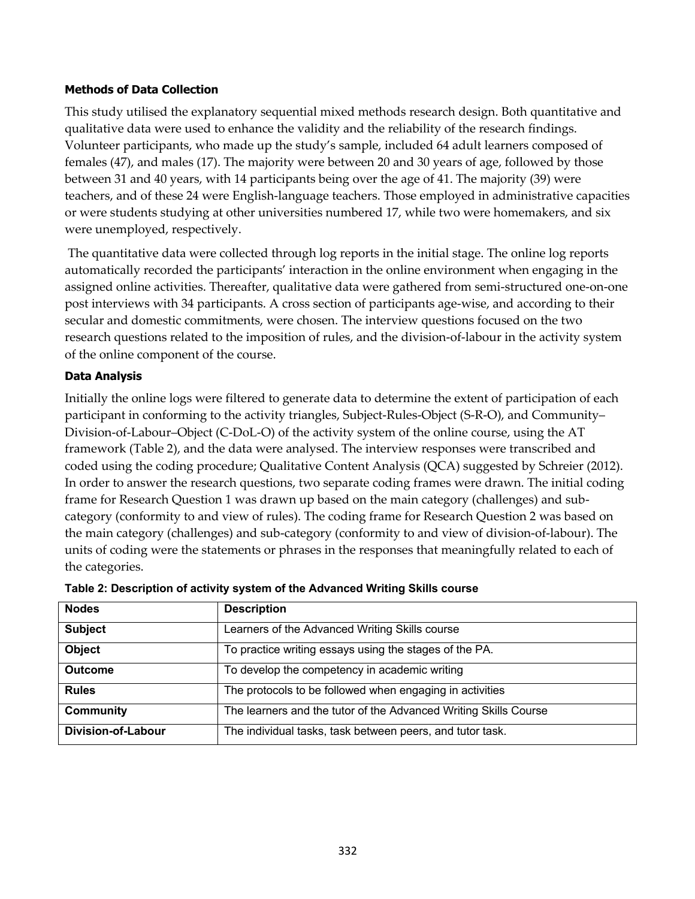### Methods of Data Collection

This study utilised the explanatory sequential mixed methods research design. Both quantitative and qualitative data were used to enhance the validity and the reliability of the research findings. Volunteer participants, who made up the study's sample, included 64 adult learners composed of females (47), and males (17). The majority were between 20 and 30 years of age, followed by those between 31 and 40 years, with 14 participants being over the age of 41. The majority (39) were teachers, and of these 24 were English-language teachers. Those employed in administrative capacities or were students studying at other universities numbered 17, while two were homemakers, and six were unemployed, respectively.

The quantitative data were collected through log reports in the initial stage. The online log reports automatically recorded the participants' interaction in the online environment when engaging in the assigned online activities. Thereafter, qualitative data were gathered from semi-structured one-on-one post interviews with 34 participants. A cross section of participants age-wise, and according to their secular and domestic commitments, were chosen. The interview questions focused on the two research questions related to the imposition of rules, and the division-of-labour in the activity system of the online component of the course.

### Data Analysis

Initially the online logs were filtered to generate data to determine the extent of participation of each participant in conforming to the activity triangles, Subject-Rules-Object (S-R-O), and Community–Division-of-Labour–Object (C-DoL-O) of the activity system of the online course, using the AT framework (Table 2), and the data were analysed. The interview responses were transcribed and coded using the coding procedure; Qualitative Content Analysis (QCA) suggested by Schreier (2012). In order to answer the research questions, two separate coding frames were drawn. The initial coding frame for Research Question 1 was drawn up based on the main category (challenges) and sub-category (conformity to and view of rules). The coding frame for Research Question 2 was based on the main category (challenges) and sub-category (conformity to and view of division-of-labour). The units of coding were the statements or phrases in the responses that meaningfully related to each of the categories.

**Table 2: Description of activity system of the Advanced Writing Skills course**

| Nodes | Description |
|---|---|
| **Subject** | Learners of the Advanced Writing Skills course |
| **Object** | To practice writing essays using the stages of the PA. |
| **Outcome** | To develop the competency in academic writing |
| **Rules** | The protocols to be followed when engaging in activities |
| **Community** | The learners and the tutor of the Advanced Writing Skills Course |
| **Division-of-Labour** | The individual tasks, task between peers, and tutor task. |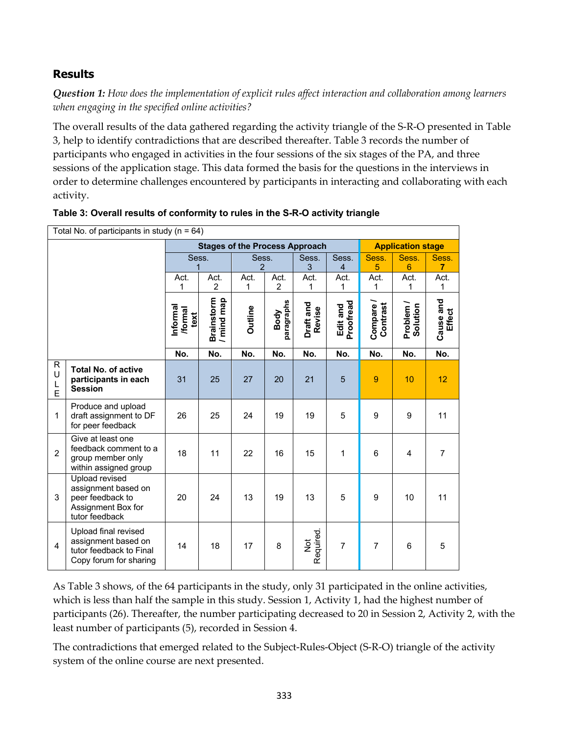## Results

***Question 1:*** *How does the implementation of explicit rules affect interaction and collaboration among learners when engaging in the specified online activities?*

The overall results of the data gathered regarding the activity triangle of the S-R-O presented in Table 3, help to identify contradictions that are described thereafter. Table 3 records the number of participants who engaged in activities in the four sessions of the six stages of the PA, and three sessions of the application stage. This data formed the basis for the questions in the interviews in order to determine challenges encountered by participants in interacting and collaborating with each activity.

**Table 3: Overall results of conformity to rules in the S-R-O activity triangle**

| Total No. of participants in study (n = 64) | | | | | | | | | | |
|---|---|---|---|---|---|---|---|---|---|---|
| | | **Stages of the Process Approach** | | | | | | **Application stage** | | |
| | | Sess. 1 | | Sess. 2 | | Sess. 3 | Sess. 4 | Sess. 5 | Sess. 6 | Sess. **7** |
| | | Act. 1 | Act. 2 | Act. 1 | Act. 2 | Act. 1 | Act. 1 | Act. 1 | Act. 1 | Act. 1 |
| | | **Informal /formal text** | **Brainstorm / mind map** | **Outline** | **Body paragraphs** | **Draft and Revise** | **Edit and Proofread** | **Compare / Contrast** | **Problem / Solution** | **Cause and Effect** |
| | | **No.** | **No.** | **No.** | **No.** | **No.** | **No.** | **No.** | **No.** | **No.** |
| RULE | **Total No. of active participants in each Session** | 31 | 25 | 27 | 20 | 21 | 5 | 9 | 10 | 12 |
| 1 | Produce and upload draft assignment to DF for peer feedback | 26 | 25 | 24 | 19 | 19 | 5 | 9 | 9 | 11 |
| 2 | Give at least one feedback comment to a group member only within assigned group | 18 | 11 | 22 | 16 | 15 | 1 | 6 | 4 | 7 |
| 3 | Upload revised assignment based on peer feedback to Assignment Box for tutor feedback | 20 | 24 | 13 | 19 | 13 | 5 | 9 | 10 | 11 |
| 4 | Upload final revised assignment based on tutor feedback to Final Copy forum for sharing | 14 | 18 | 17 | 8 | Not Required. | 7 | 7 | 6 | 5 |

As Table 3 shows, of the 64 participants in the study, only 31 participated in the online activities, which is less than half the sample in this study. Session 1, Activity 1, had the highest number of participants (26). Thereafter, the number participating decreased to 20 in Session 2, Activity 2, with the least number of participants (5), recorded in Session 4.

The contradictions that emerged related to the Subject-Rules-Object (S-R-O) triangle of the activity system of the online course are next presented.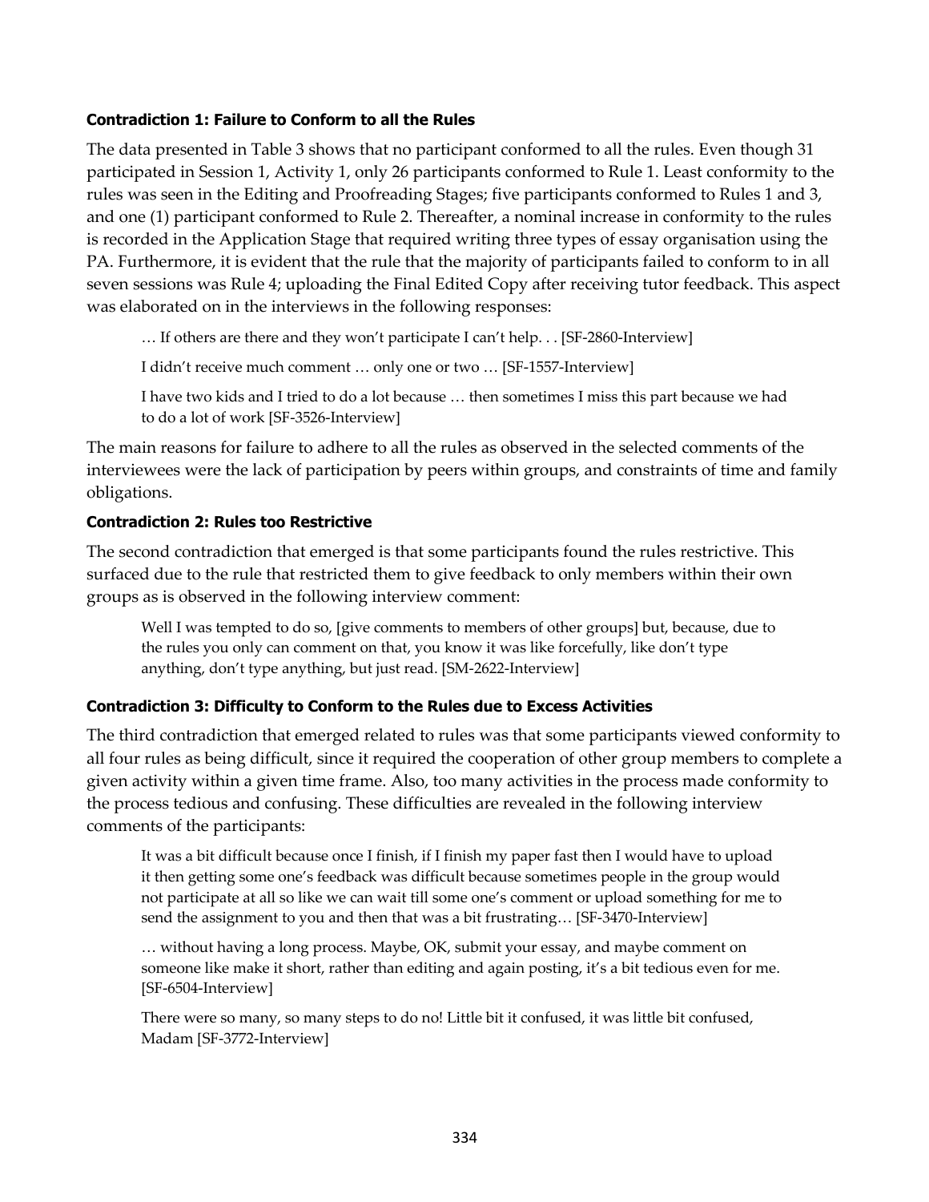#### Contradiction 1: Failure to Conform to all the Rules

The data presented in Table 3 shows that no participant conformed to all the rules. Even though 31 participated in Session 1, Activity 1, only 26 participants conformed to Rule 1. Least conformity to the rules was seen in the Editing and Proofreading Stages; five participants conformed to Rules 1 and 3, and one (1) participant conformed to Rule 2. Thereafter, a nominal increase in conformity to the rules is recorded in the Application Stage that required writing three types of essay organisation using the PA. Furthermore, it is evident that the rule that the majority of participants failed to conform to in all seven sessions was Rule 4; uploading the Final Edited Copy after receiving tutor feedback. This aspect was elaborated on in the interviews in the following responses:

> … If others are there and they won't participate I can't help. . . [SF-2860-Interview]
>
> I didn't receive much comment … only one or two … [SF-1557-Interview]
>
> I have two kids and I tried to do a lot because … then sometimes I miss this part because we had to do a lot of work [SF-3526-Interview]

The main reasons for failure to adhere to all the rules as observed in the selected comments of the interviewees were the lack of participation by peers within groups, and constraints of time and family obligations.

#### Contradiction 2: Rules too Restrictive

The second contradiction that emerged is that some participants found the rules restrictive. This surfaced due to the rule that restricted them to give feedback to only members within their own groups as is observed in the following interview comment:

> Well I was tempted to do so, [give comments to members of other groups] but, because, due to the rules you only can comment on that, you know it was like forcefully, like don't type anything, don't type anything, but just read. [SM-2622-Interview]

#### Contradiction 3: Difficulty to Conform to the Rules due to Excess Activities

The third contradiction that emerged related to rules was that some participants viewed conformity to all four rules as being difficult, since it required the cooperation of other group members to complete a given activity within a given time frame. Also, too many activities in the process made conformity to the process tedious and confusing. These difficulties are revealed in the following interview comments of the participants:

> It was a bit difficult because once I finish, if I finish my paper fast then I would have to upload it then getting some one's feedback was difficult because sometimes people in the group would not participate at all so like we can wait till some one's comment or upload something for me to send the assignment to you and then that was a bit frustrating… [SF-3470-Interview]
>
> … without having a long process. Maybe, OK, submit your essay, and maybe comment on someone like make it short, rather than editing and again posting, it's a bit tedious even for me. [SF-6504-Interview]
>
> There were so many, so many steps to do no! Little bit it confused, it was little bit confused, Madam [SF-3772-Interview]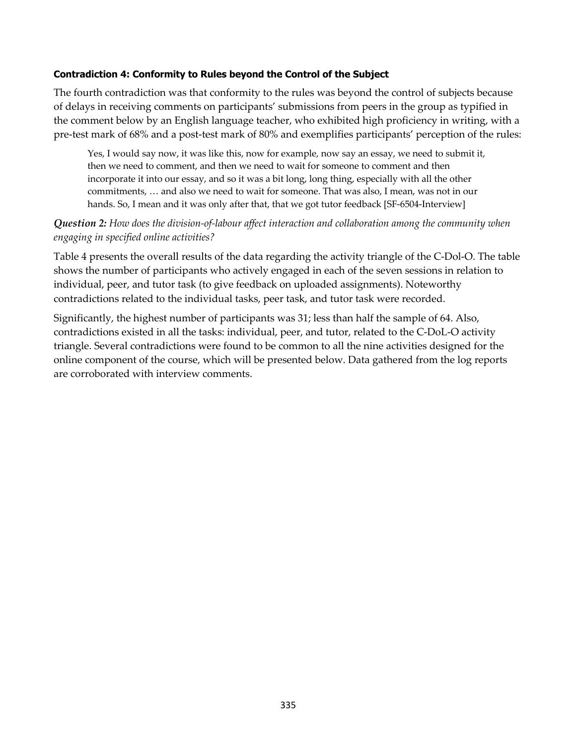#### Contradiction 4: Conformity to Rules beyond the Control of the Subject

The fourth contradiction was that conformity to the rules was beyond the control of subjects because of delays in receiving comments on participants' submissions from peers in the group as typified in the comment below by an English language teacher, who exhibited high proficiency in writing, with a pre-test mark of 68% and a post-test mark of 80% and exemplifies participants' perception of the rules:

> Yes, I would say now, it was like this, now for example, now say an essay, we need to submit it, then we need to comment, and then we need to wait for someone to comment and then incorporate it into our essay, and so it was a bit long, long thing, especially with all the other commitments, … and also we need to wait for someone. That was also, I mean, was not in our hands. So, I mean and it was only after that, that we got tutor feedback [SF-6504-Interview]

***Question 2:*** *How does the division-of-labour affect interaction and collaboration among the community when engaging in specified online activities?*

Table 4 presents the overall results of the data regarding the activity triangle of the C-Dol-O. The table shows the number of participants who actively engaged in each of the seven sessions in relation to individual, peer, and tutor task (to give feedback on uploaded assignments). Noteworthy contradictions related to the individual tasks, peer task, and tutor task were recorded.

Significantly, the highest number of participants was 31; less than half the sample of 64. Also, contradictions existed in all the tasks: individual, peer, and tutor, related to the C-DoL-O activity triangle. Several contradictions were found to be common to all the nine activities designed for the online component of the course, which will be presented below. Data gathered from the log reports are corroborated with interview comments.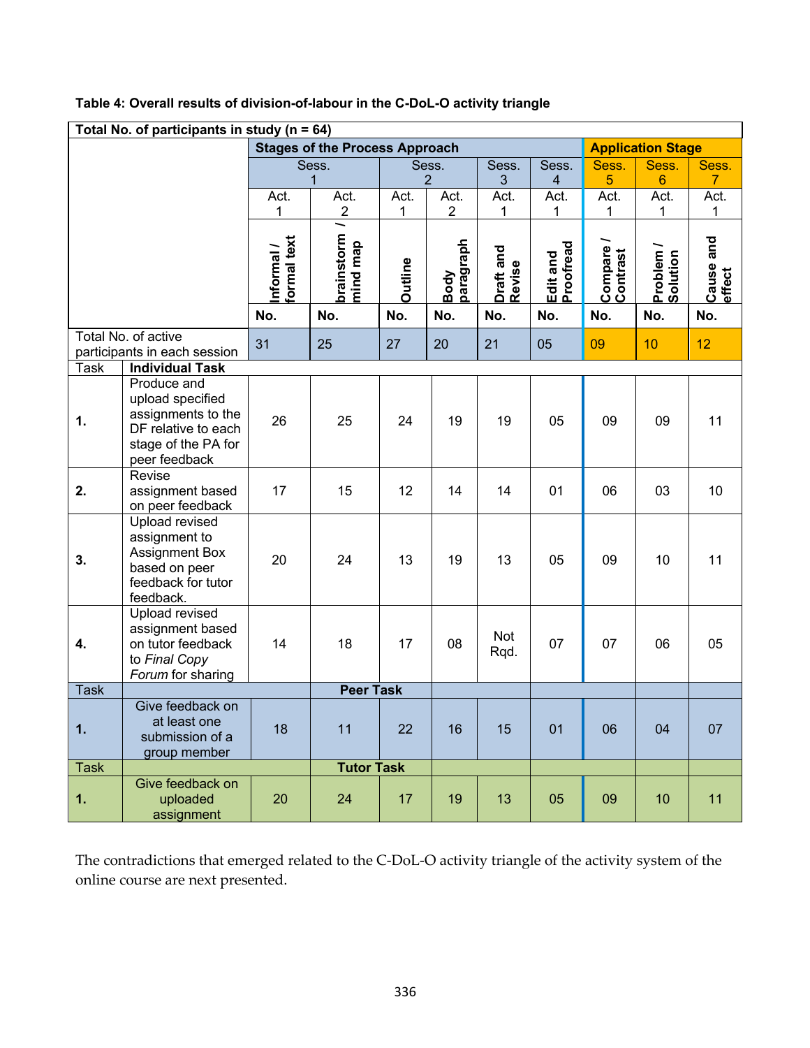**Table 4: Overall results of division-of-labour in the C-DoL-O activity triangle**

| Total No. of participants in study (n = 64) | | | | | | | | | | |
|---|---|---|---|---|---|---|---|---|---|---|
| | | Stages of the Process Approach | | | | | | Application Stage | | |
| | | Sess. 1 | | Sess. 2 | | Sess. 3 | Sess. 4 | Sess. 5 | Sess. 6 | Sess. 7 |
| | | Act. 1 | Act. 2 | Act. 1 | Act. 2 | Act. 1 | Act. 1 | Act. 1 | Act. 1 | Act. 1 |
| | | Informal / formal text | brainstorm / mind map | Outline | Body paragraph | Draft and Revise | Edit and Proofread | Compare / Contrast | Problem / Solution | Cause and effect |
| | | No. | No. | No. | No. | No. | No. | No. | No. | No. |
| Total No. of active participants in each session | | 31 | 25 | 27 | 20 | 21 | 05 | 09 | 10 | 12 |
| Task | **Individual Task** | | | | | | | | | |
| **1.** | Produce and upload specified assignments to the DF relative to each stage of the PA for peer feedback | 26 | 25 | 24 | 19 | 19 | 05 | 09 | 09 | 11 |
| **2.** | Revise assignment based on peer feedback | 17 | 15 | 12 | 14 | 14 | 01 | 06 | 03 | 10 |
| **3.** | Upload revised assignment to Assignment Box based on peer feedback for tutor feedback. | 20 | 24 | 13 | 19 | 13 | 05 | 09 | 10 | 11 |
| **4.** | Upload revised assignment based on tutor feedback to *Final Copy Forum* for sharing | 14 | 18 | 17 | 08 | Not Rqd. | 07 | 07 | 06 | 05 |
| Task | **Peer Task** | | | | | | | | | |
| **1.** | Give feedback on at least one submission of a group member | 18 | 11 | 22 | 16 | 15 | 01 | 06 | 04 | 07 |
| Task | **Tutor Task** | | | | | | | | | |
| **1.** | Give feedback on uploaded assignment | 20 | 24 | 17 | 19 | 13 | 05 | 09 | 10 | 11 |

The contradictions that emerged related to the C-DoL-O activity triangle of the activity system of the online course are next presented.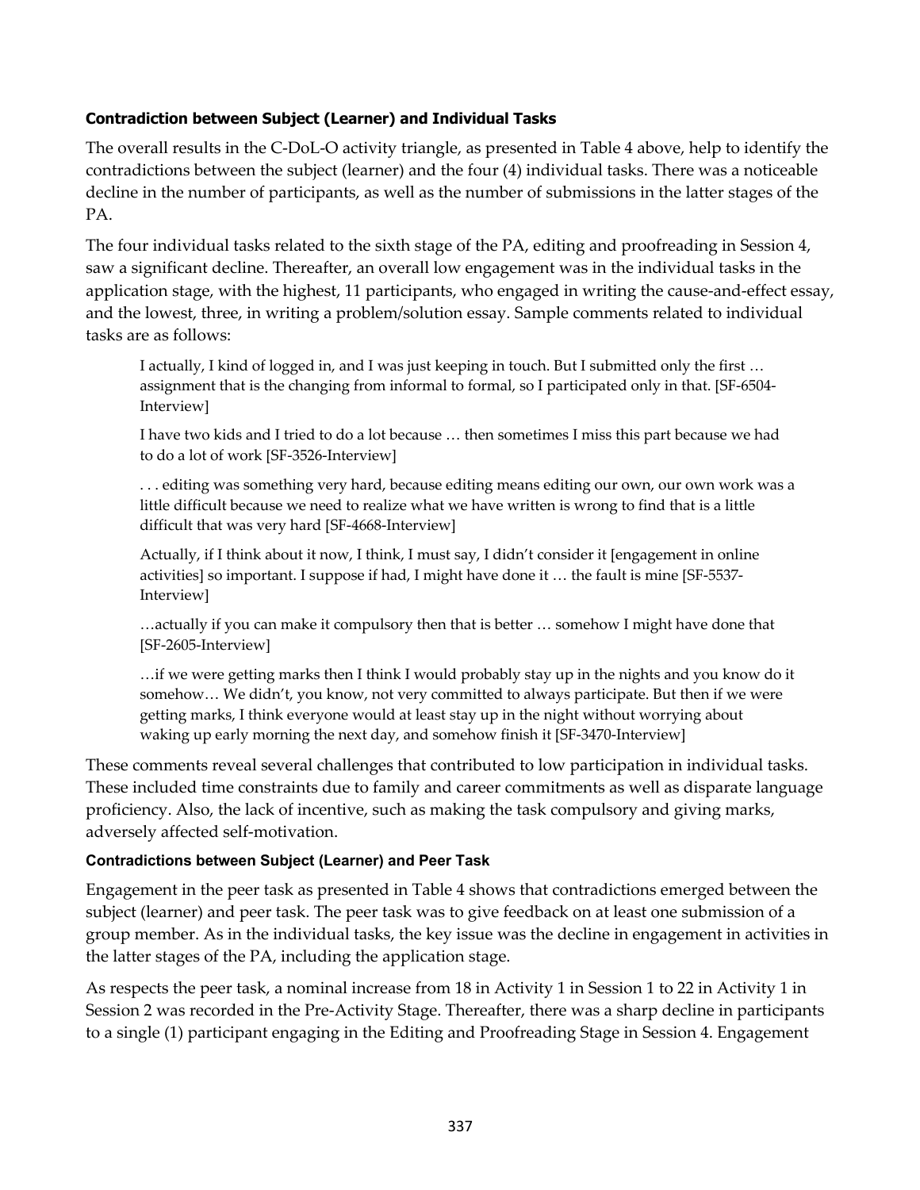### Contradiction between Subject (Learner) and Individual Tasks

The overall results in the C-DoL-O activity triangle, as presented in Table 4 above, help to identify the contradictions between the subject (learner) and the four (4) individual tasks. There was a noticeable decline in the number of participants, as well as the number of submissions in the latter stages of the PA.

The four individual tasks related to the sixth stage of the PA, editing and proofreading in Session 4, saw a significant decline. Thereafter, an overall low engagement was in the individual tasks in the application stage, with the highest, 11 participants, who engaged in writing the cause-and-effect essay, and the lowest, three, in writing a problem/solution essay. Sample comments related to individual tasks are as follows:

> I actually, I kind of logged in, and I was just keeping in touch. But I submitted only the first … assignment that is the changing from informal to formal, so I participated only in that. [SF-6504-Interview]
>
> I have two kids and I tried to do a lot because … then sometimes I miss this part because we had to do a lot of work [SF-3526-Interview]
>
> . . . editing was something very hard, because editing means editing our own, our own work was a little difficult because we need to realize what we have written is wrong to find that is a little difficult that was very hard [SF-4668-Interview]
>
> Actually, if I think about it now, I think, I must say, I didn't consider it [engagement in online activities] so important. I suppose if had, I might have done it … the fault is mine [SF-5537-Interview]
>
> …actually if you can make it compulsory then that is better … somehow I might have done that [SF-2605-Interview]
>
> …if we were getting marks then I think I would probably stay up in the nights and you know do it somehow… We didn't, you know, not very committed to always participate. But then if we were getting marks, I think everyone would at least stay up in the night without worrying about waking up early morning the next day, and somehow finish it [SF-3470-Interview]

These comments reveal several challenges that contributed to low participation in individual tasks. These included time constraints due to family and career commitments as well as disparate language proficiency. Also, the lack of incentive, such as making the task compulsory and giving marks, adversely affected self-motivation.

### Contradictions between Subject (Learner) and Peer Task

Engagement in the peer task as presented in Table 4 shows that contradictions emerged between the subject (learner) and peer task. The peer task was to give feedback on at least one submission of a group member. As in the individual tasks, the key issue was the decline in engagement in activities in the latter stages of the PA, including the application stage.

As respects the peer task, a nominal increase from 18 in Activity 1 in Session 1 to 22 in Activity 1 in Session 2 was recorded in the Pre-Activity Stage. Thereafter, there was a sharp decline in participants to a single (1) participant engaging in the Editing and Proofreading Stage in Session 4. Engagement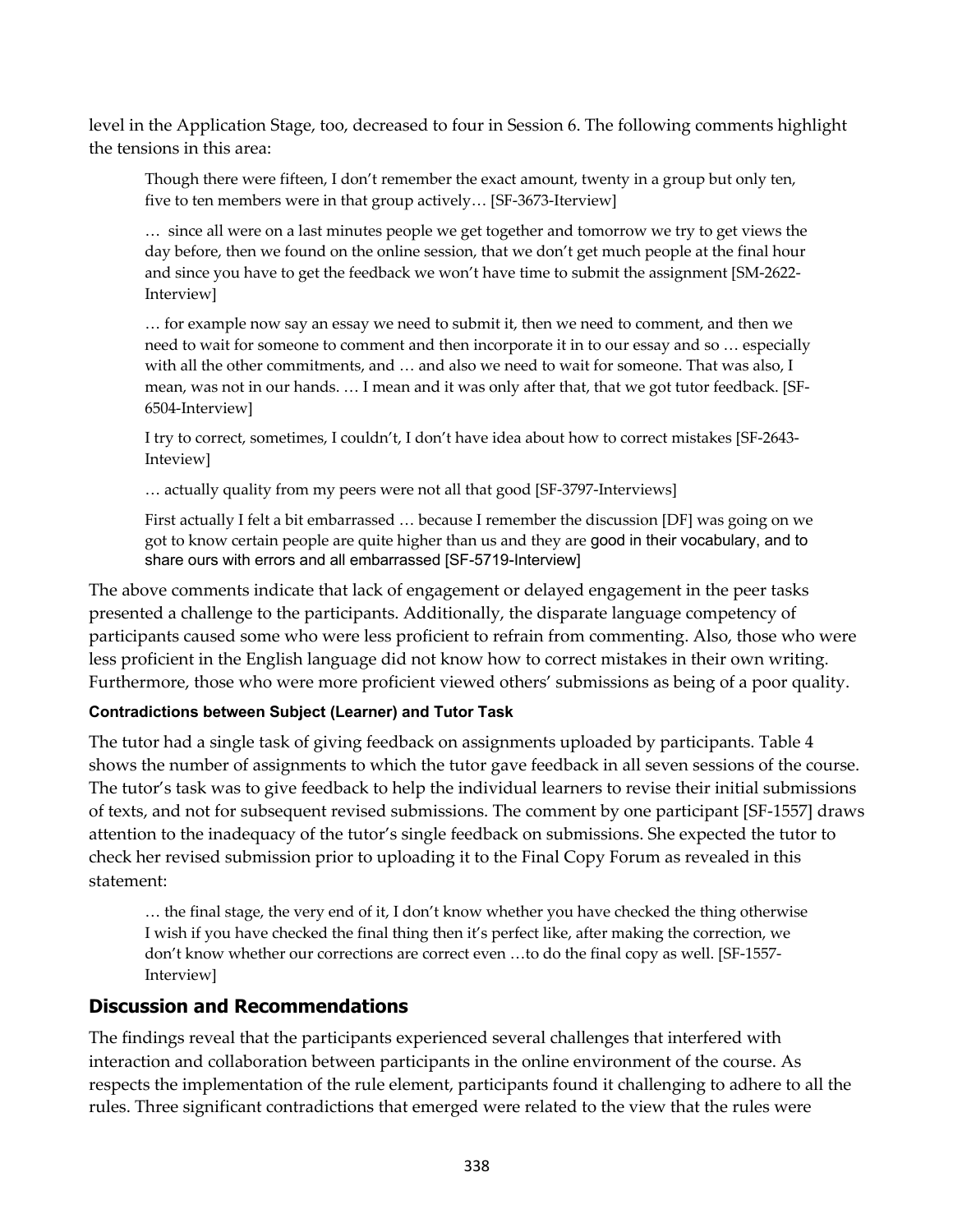level in the Application Stage, too, decreased to four in Session 6. The following comments highlight the tensions in this area:

> Though there were fifteen, I don't remember the exact amount, twenty in a group but only ten, five to ten members were in that group actively… [SF-3673-Iterview]
>
> … since all were on a last minutes people we get together and tomorrow we try to get views the day before, then we found on the online session, that we don't get much people at the final hour and since you have to get the feedback we won't have time to submit the assignment [SM-2622-Interview]
>
> … for example now say an essay we need to submit it, then we need to comment, and then we need to wait for someone to comment and then incorporate it in to our essay and so … especially with all the other commitments, and … and also we need to wait for someone. That was also, I mean, was not in our hands. … I mean and it was only after that, that we got tutor feedback. [SF-6504-Interview]
>
> I try to correct, sometimes, I couldn't, I don't have idea about how to correct mistakes [SF-2643-Inteview]
>
> … actually quality from my peers were not all that good [SF-3797-Interviews]
>
> First actually I felt a bit embarrassed … because I remember the discussion [DF] was going on we got to know certain people are quite higher than us and they are good in their vocabulary, and to share ours with errors and all embarrassed [SF-5719-Interview]

The above comments indicate that lack of engagement or delayed engagement in the peer tasks presented a challenge to the participants. Additionally, the disparate language competency of participants caused some who were less proficient to refrain from commenting. Also, those who were less proficient in the English language did not know how to correct mistakes in their own writing. Furthermore, those who were more proficient viewed others' submissions as being of a poor quality.

#### Contradictions between Subject (Learner) and Tutor Task

The tutor had a single task of giving feedback on assignments uploaded by participants. Table 4 shows the number of assignments to which the tutor gave feedback in all seven sessions of the course. The tutor's task was to give feedback to help the individual learners to revise their initial submissions of texts, and not for subsequent revised submissions. The comment by one participant [SF-1557] draws attention to the inadequacy of the tutor's single feedback on submissions. She expected the tutor to check her revised submission prior to uploading it to the Final Copy Forum as revealed in this statement:

> … the final stage, the very end of it, I don't know whether you have checked the thing otherwise I wish if you have checked the final thing then it's perfect like, after making the correction, we don't know whether our corrections are correct even …to do the final copy as well. [SF-1557-Interview]

### Discussion and Recommendations

The findings reveal that the participants experienced several challenges that interfered with interaction and collaboration between participants in the online environment of the course. As respects the implementation of the rule element, participants found it challenging to adhere to all the rules. Three significant contradictions that emerged were related to the view that the rules were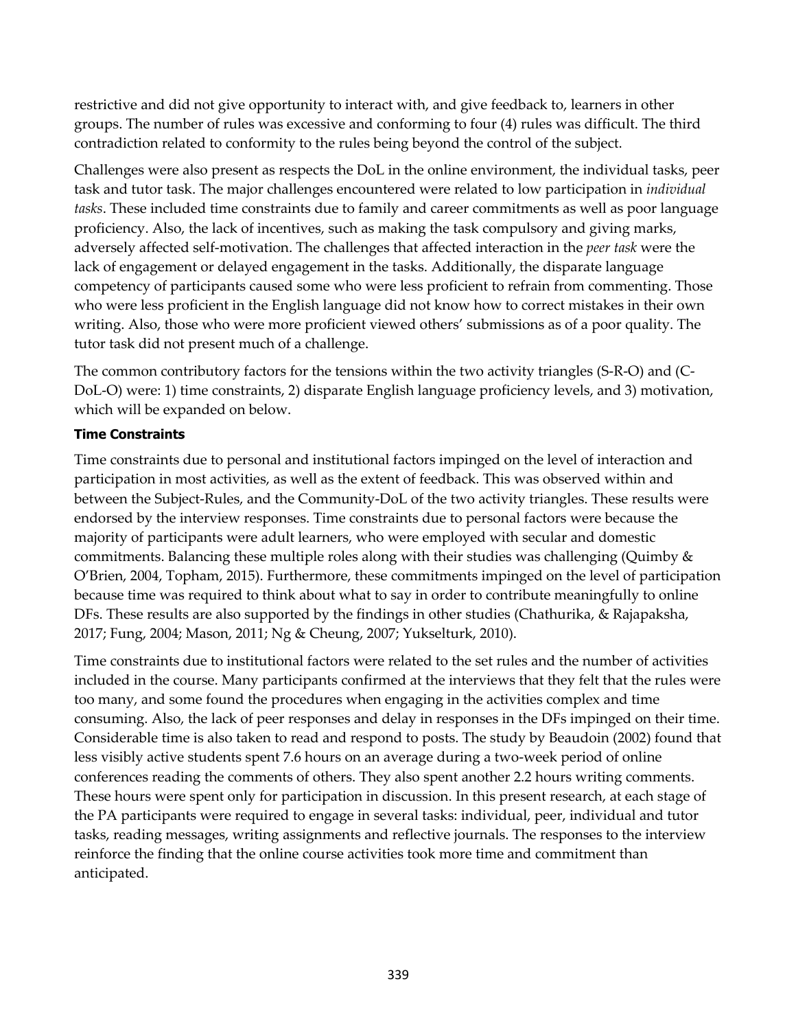restrictive and did not give opportunity to interact with, and give feedback to, learners in other groups. The number of rules was excessive and conforming to four (4) rules was difficult. The third contradiction related to conformity to the rules being beyond the control of the subject.

Challenges were also present as respects the DoL in the online environment, the individual tasks, peer task and tutor task. The major challenges encountered were related to low participation in *individual tasks*. These included time constraints due to family and career commitments as well as poor language proficiency. Also, the lack of incentives, such as making the task compulsory and giving marks, adversely affected self-motivation. The challenges that affected interaction in the *peer task* were the lack of engagement or delayed engagement in the tasks. Additionally, the disparate language competency of participants caused some who were less proficient to refrain from commenting. Those who were less proficient in the English language did not know how to correct mistakes in their own writing. Also, those who were more proficient viewed others' submissions as of a poor quality. The tutor task did not present much of a challenge.

The common contributory factors for the tensions within the two activity triangles (S-R-O) and (C-DoL-O) were: 1) time constraints, 2) disparate English language proficiency levels, and 3) motivation, which will be expanded on below.

### Time Constraints

Time constraints due to personal and institutional factors impinged on the level of interaction and participation in most activities, as well as the extent of feedback. This was observed within and between the Subject-Rules, and the Community-DoL of the two activity triangles. These results were endorsed by the interview responses. Time constraints due to personal factors were because the majority of participants were adult learners, who were employed with secular and domestic commitments. Balancing these multiple roles along with their studies was challenging (Quimby & O'Brien, 2004, Topham, 2015). Furthermore, these commitments impinged on the level of participation because time was required to think about what to say in order to contribute meaningfully to online DFs. These results are also supported by the findings in other studies (Chathurika, & Rajapaksha, 2017; Fung, 2004; Mason, 2011; Ng & Cheung, 2007; Yukselturk, 2010).

Time constraints due to institutional factors were related to the set rules and the number of activities included in the course. Many participants confirmed at the interviews that they felt that the rules were too many, and some found the procedures when engaging in the activities complex and time consuming. Also, the lack of peer responses and delay in responses in the DFs impinged on their time. Considerable time is also taken to read and respond to posts. The study by Beaudoin (2002) found that less visibly active students spent 7.6 hours on an average during a two-week period of online conferences reading the comments of others. They also spent another 2.2 hours writing comments. These hours were spent only for participation in discussion. In this present research, at each stage of the PA participants were required to engage in several tasks: individual, peer, individual and tutor tasks, reading messages, writing assignments and reflective journals. The responses to the interview reinforce the finding that the online course activities took more time and commitment than anticipated.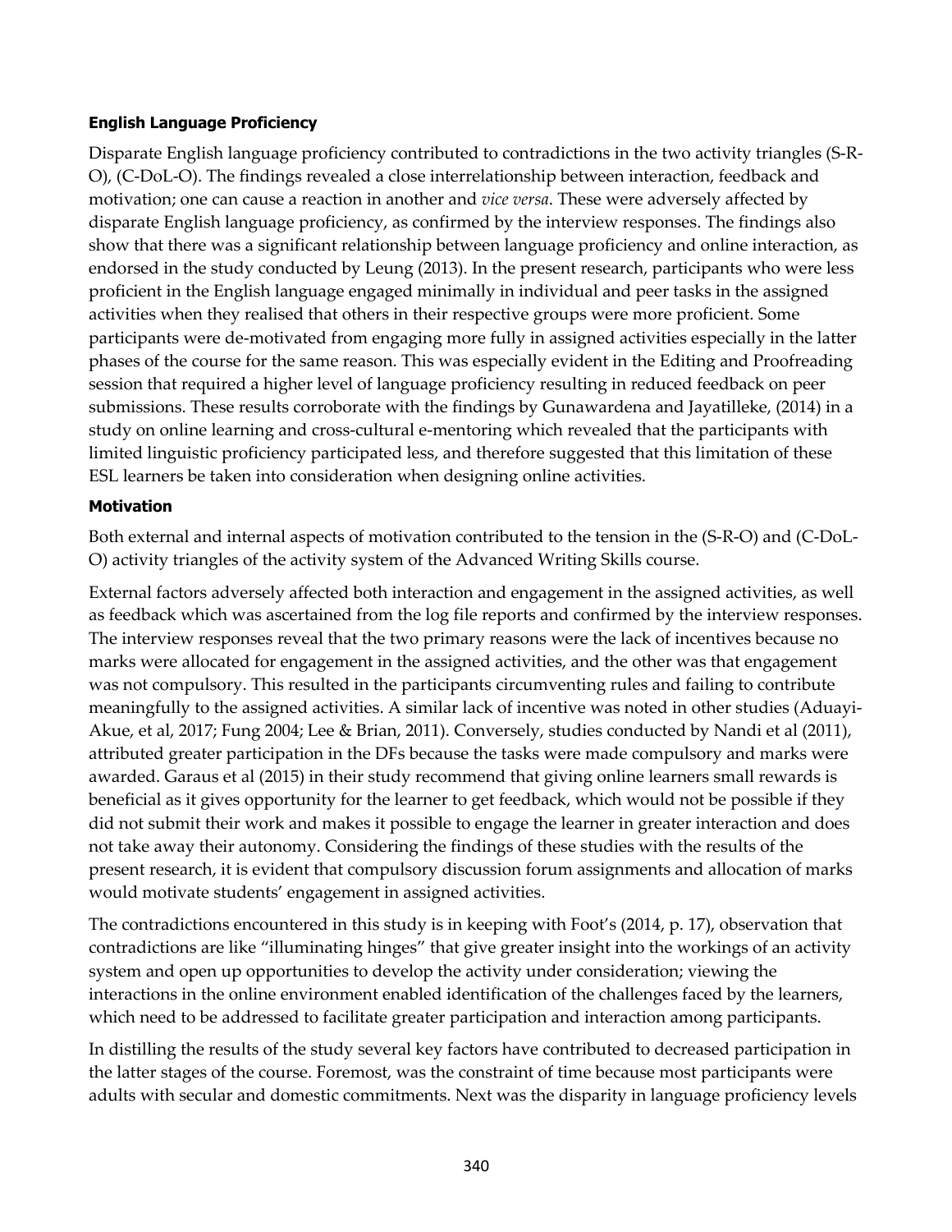### English Language Proficiency

Disparate English language proficiency contributed to contradictions in the two activity triangles (S-R-O), (C-DoL-O). The findings revealed a close interrelationship between interaction, feedback and motivation; one can cause a reaction in another and *vice versa*. These were adversely affected by disparate English language proficiency, as confirmed by the interview responses. The findings also show that there was a significant relationship between language proficiency and online interaction, as endorsed in the study conducted by Leung (2013). In the present research, participants who were less proficient in the English language engaged minimally in individual and peer tasks in the assigned activities when they realised that others in their respective groups were more proficient. Some participants were de-motivated from engaging more fully in assigned activities especially in the latter phases of the course for the same reason. This was especially evident in the Editing and Proofreading session that required a higher level of language proficiency resulting in reduced feedback on peer submissions. These results corroborate with the findings by Gunawardena and Jayatilleke, (2014) in a study on online learning and cross-cultural e-mentoring which revealed that the participants with limited linguistic proficiency participated less, and therefore suggested that this limitation of these ESL learners be taken into consideration when designing online activities.

### Motivation

Both external and internal aspects of motivation contributed to the tension in the (S-R-O) and (C-DoL-O) activity triangles of the activity system of the Advanced Writing Skills course.

External factors adversely affected both interaction and engagement in the assigned activities, as well as feedback which was ascertained from the log file reports and confirmed by the interview responses. The interview responses reveal that the two primary reasons were the lack of incentives because no marks were allocated for engagement in the assigned activities, and the other was that engagement was not compulsory. This resulted in the participants circumventing rules and failing to contribute meaningfully to the assigned activities. A similar lack of incentive was noted in other studies (Aduayi-Akue, et al, 2017; Fung 2004; Lee & Brian, 2011). Conversely, studies conducted by Nandi et al (2011), attributed greater participation in the DFs because the tasks were made compulsory and marks were awarded. Garaus et al (2015) in their study recommend that giving online learners small rewards is beneficial as it gives opportunity for the learner to get feedback, which would not be possible if they did not submit their work and makes it possible to engage the learner in greater interaction and does not take away their autonomy. Considering the findings of these studies with the results of the present research, it is evident that compulsory discussion forum assignments and allocation of marks would motivate students' engagement in assigned activities.

The contradictions encountered in this study is in keeping with Foot's (2014, p. 17), observation that contradictions are like "illuminating hinges" that give greater insight into the workings of an activity system and open up opportunities to develop the activity under consideration; viewing the interactions in the online environment enabled identification of the challenges faced by the learners, which need to be addressed to facilitate greater participation and interaction among participants.

In distilling the results of the study several key factors have contributed to decreased participation in the latter stages of the course. Foremost, was the constraint of time because most participants were adults with secular and domestic commitments. Next was the disparity in language proficiency levels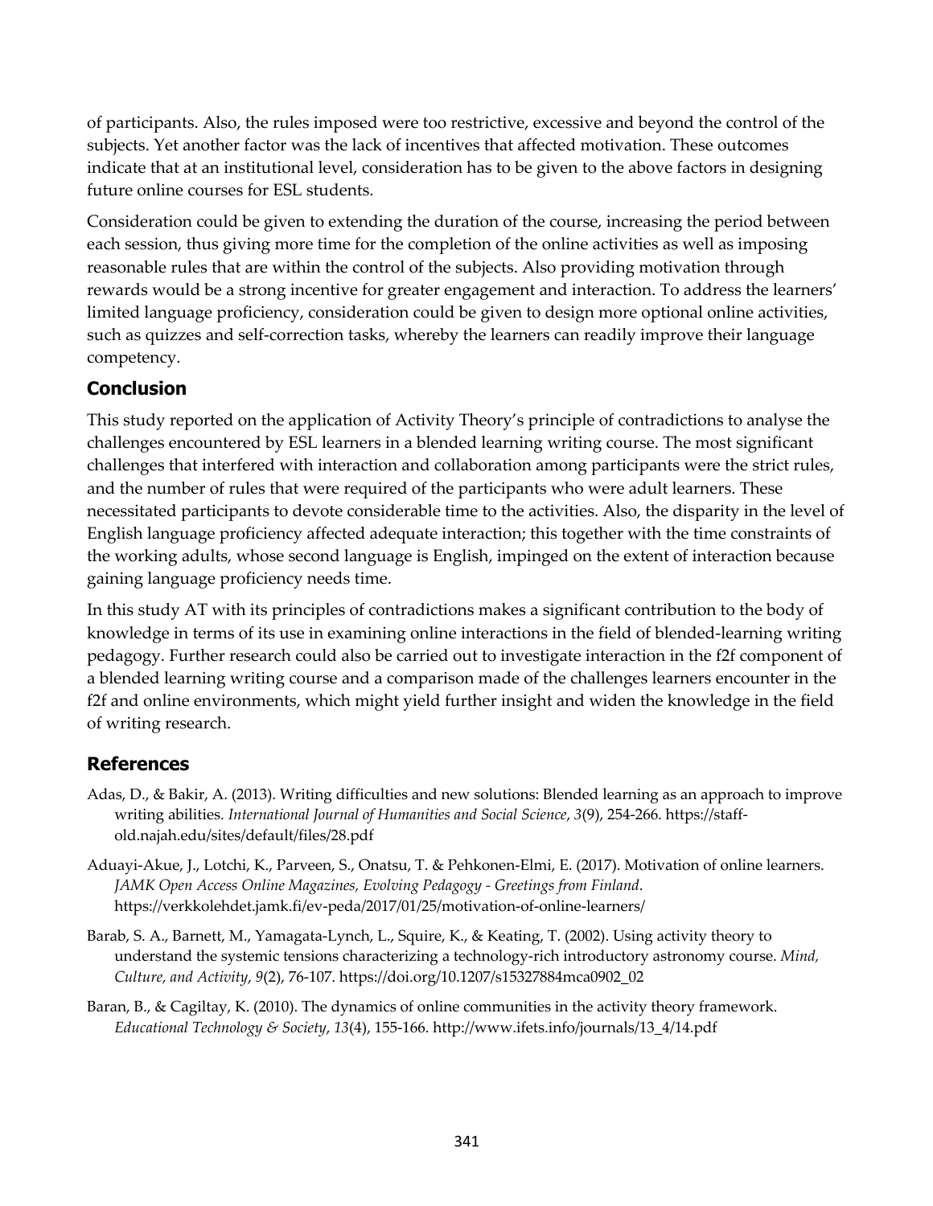of participants. Also, the rules imposed were too restrictive, excessive and beyond the control of the subjects. Yet another factor was the lack of incentives that affected motivation. These outcomes indicate that at an institutional level, consideration has to be given to the above factors in designing future online courses for ESL students.

Consideration could be given to extending the duration of the course, increasing the period between each session, thus giving more time for the completion of the online activities as well as imposing reasonable rules that are within the control of the subjects. Also providing motivation through rewards would be a strong incentive for greater engagement and interaction. To address the learners' limited language proficiency, consideration could be given to design more optional online activities, such as quizzes and self-correction tasks, whereby the learners can readily improve their language competency.

## Conclusion

This study reported on the application of Activity Theory's principle of contradictions to analyse the challenges encountered by ESL learners in a blended learning writing course. The most significant challenges that interfered with interaction and collaboration among participants were the strict rules, and the number of rules that were required of the participants who were adult learners. These necessitated participants to devote considerable time to the activities. Also, the disparity in the level of English language proficiency affected adequate interaction; this together with the time constraints of the working adults, whose second language is English, impinged on the extent of interaction because gaining language proficiency needs time.

In this study AT with its principles of contradictions makes a significant contribution to the body of knowledge in terms of its use in examining online interactions in the field of blended-learning writing pedagogy. Further research could also be carried out to investigate interaction in the f2f component of a blended learning writing course and a comparison made of the challenges learners encounter in the f2f and online environments, which might yield further insight and widen the knowledge in the field of writing research.

## References

Adas, D., & Bakir, A. (2013). Writing difficulties and new solutions: Blended learning as an approach to improve writing abilities. *International Journal of Humanities and Social Science*, *3*(9), 254-266. https://staff-old.najah.edu/sites/default/files/28.pdf

Aduayi-Akue, J., Lotchi, K., Parveen, S., Onatsu, T. & Pehkonen-Elmi, E. (2017). Motivation of online learners. *JAMK Open Access Online Magazines, Evolving Pedagogy - Greetings from Finland*. https://verkkolehdet.jamk.fi/ev-peda/2017/01/25/motivation-of-online-learners/

Barab, S. A., Barnett, M., Yamagata-Lynch, L., Squire, K., & Keating, T. (2002). Using activity theory to understand the systemic tensions characterizing a technology-rich introductory astronomy course. *Mind, Culture, and Activity*, *9*(2), 76-107. https://doi.org/10.1207/s15327884mca0902_02

Baran, B., & Cagiltay, K. (2010). The dynamics of online communities in the activity theory framework. *Educational Technology & Society*, *13*(4), 155-166. http://www.ifets.info/journals/13_4/14.pdf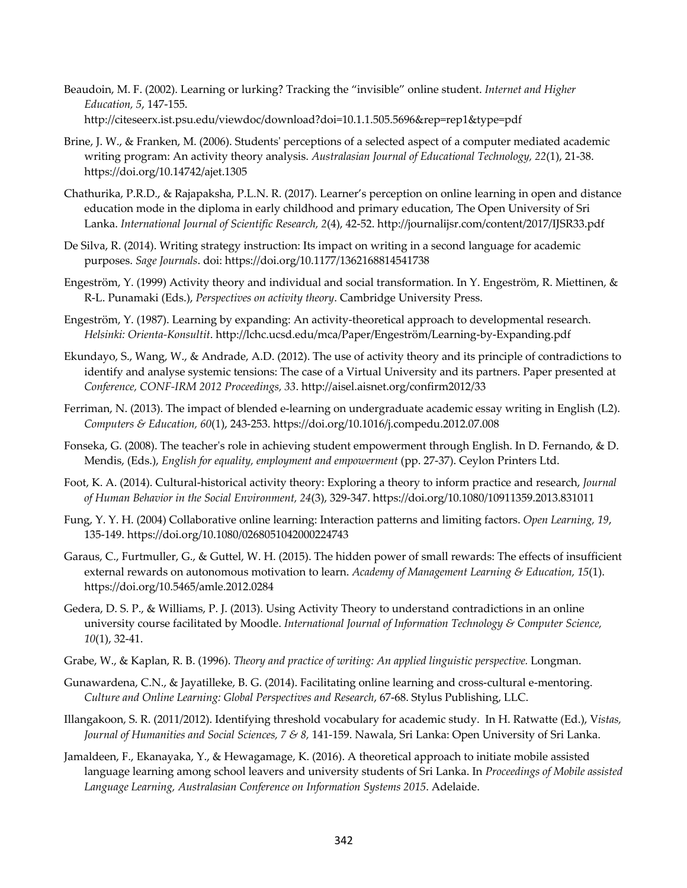Beaudoin, M. F. (2002). Learning or lurking? Tracking the "invisible" online student. *Internet and Higher Education, 5*, 147-155. http://citeseerx.ist.psu.edu/viewdoc/download?doi=10.1.1.505.5696&rep=rep1&type=pdf

Brine, J. W., & Franken, M. (2006). Students' perceptions of a selected aspect of a computer mediated academic writing program: An activity theory analysis. *Australasian Journal of Educational Technology, 22*(1), 21-38. https://doi.org/10.14742/ajet.1305

Chathurika, P.R.D., & Rajapaksha, P.L.N. R. (2017). Learner's perception on online learning in open and distance education mode in the diploma in early childhood and primary education, The Open University of Sri Lanka. *International Journal of Scientific Research, 2*(4), 42-52. http://journalijsr.com/content/2017/IJSR33.pdf

De Silva, R. (2014). Writing strategy instruction: Its impact on writing in a second language for academic purposes. *Sage Journals*. doi: https://doi.org/10.1177/1362168814541738

Engeström, Y. (1999) Activity theory and individual and social transformation. In Y. Engeström, R. Miettinen, & R-L. Punamaki (Eds.), *Perspectives on activity theory*. Cambridge University Press.

Engeström, Y. (1987). Learning by expanding: An activity-theoretical approach to developmental research. *Helsinki: Orienta-Konsultit*. http://lchc.ucsd.edu/mca/Paper/Engeström/Learning-by-Expanding.pdf

Ekundayo, S., Wang, W., & Andrade, A.D. (2012). The use of activity theory and its principle of contradictions to identify and analyse systemic tensions: The case of a Virtual University and its partners. Paper presented at *Conference, CONF-IRM 2012 Proceedings, 33*. http://aisel.aisnet.org/confirm2012/33

Ferriman, N. (2013). The impact of blended e-learning on undergraduate academic essay writing in English (L2). *Computers & Education, 60*(1), 243-253. https://doi.org/10.1016/j.compedu.2012.07.008

Fonseka, G. (2008). The teacher's role in achieving student empowerment through English. In D. Fernando, & D. Mendis, (Eds.), *English for equality, employment and empowerment* (pp. 27-37). Ceylon Printers Ltd.

Foot, K. A. (2014). Cultural-historical activity theory: Exploring a theory to inform practice and research, *Journal of Human Behavior in the Social Environment, 24*(3), 329-347. https://doi.org/10.1080/10911359.2013.831011

Fung, Y. Y. H. (2004) Collaborative online learning: Interaction patterns and limiting factors. *Open Learning, 19*, 135-149. https://doi.org/10.1080/0268051042000224743

Garaus, C., Furtmuller, G., & Guttel, W. H. (2015). The hidden power of small rewards: The effects of insufficient external rewards on autonomous motivation to learn. *Academy of Management Learning & Education, 15*(1). https://doi.org/10.5465/amle.2012.0284

Gedera, D. S. P., & Williams, P. J. (2013). Using Activity Theory to understand contradictions in an online university course facilitated by Moodle. *International Journal of Information Technology & Computer Science, 10*(1), 32-41.

Grabe, W., & Kaplan, R. B. (1996). *Theory and practice of writing: An applied linguistic perspective.* Longman.

Gunawardena, C.N., & Jayatilleke, B. G. (2014). Facilitating online learning and cross-cultural e-mentoring. *Culture and Online Learning: Global Perspectives and Research*, 67-68. Stylus Publishing, LLC.

Illangakoon, S. R. (2011/2012). Identifying threshold vocabulary for academic study. In H. Ratwatte (Ed.), V*istas, Journal of Humanities and Social Sciences, 7 & 8,* 141-159. Nawala, Sri Lanka: Open University of Sri Lanka.

Jamaldeen, F., Ekanayaka, Y., & Hewagamage, K. (2016). A theoretical approach to initiate mobile assisted language learning among school leavers and university students of Sri Lanka. In *Proceedings of Mobile assisted Language Learning, Australasian Conference on Information Systems 2015*. Adelaide.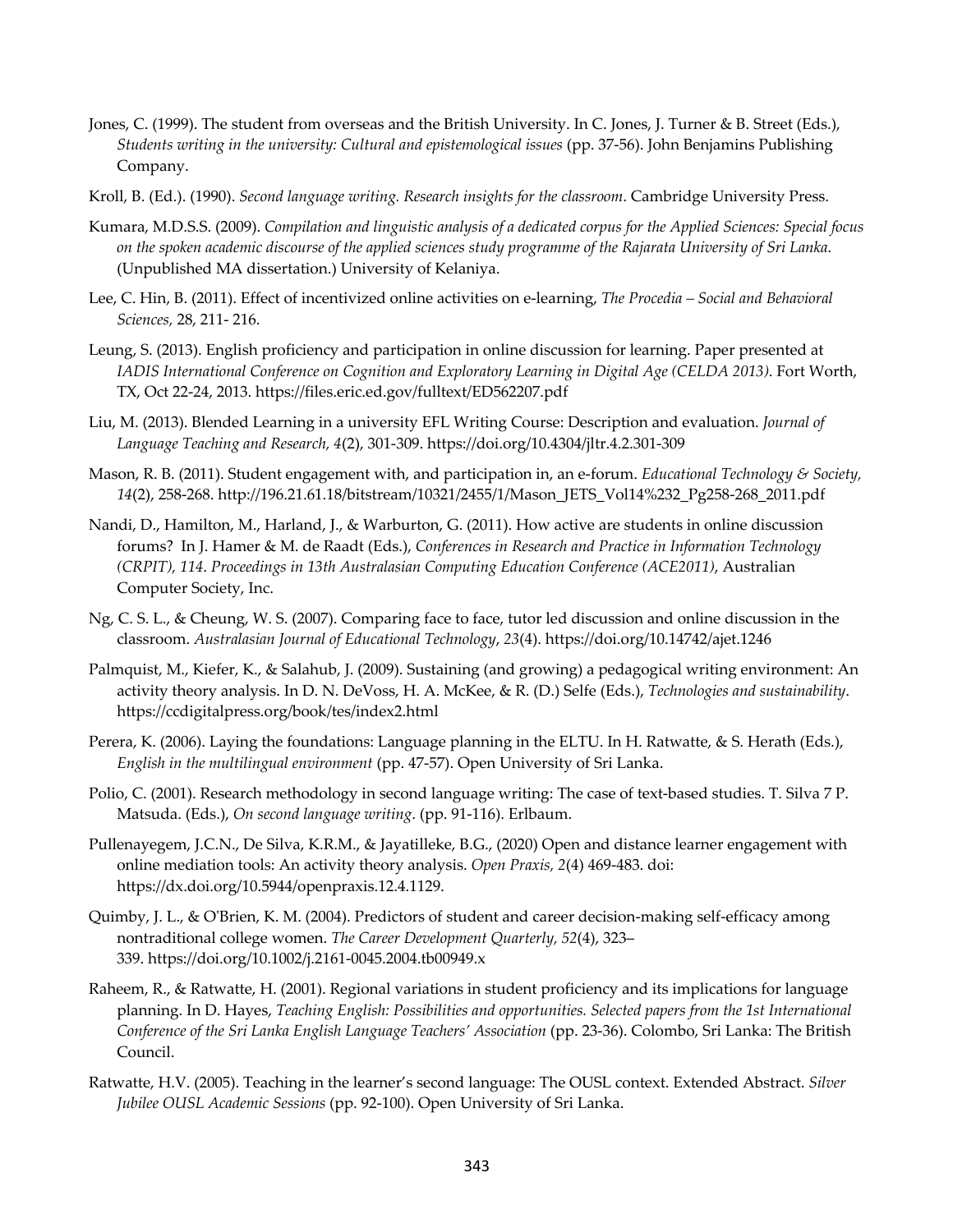Jones, C. (1999). The student from overseas and the British University. In C. Jones, J. Turner & B. Street (Eds.), *Students writing in the university: Cultural and epistemological issues* (pp. 37-56). John Benjamins Publishing Company.

Kroll, B. (Ed.). (1990). *Second language writing. Research insights for the classroom*. Cambridge University Press.

Kumara, M.D.S.S. (2009). *Compilation and linguistic analysis of a dedicated corpus for the Applied Sciences: Special focus on the spoken academic discourse of the applied sciences study programme of the Rajarata University of Sri Lanka*. (Unpublished MA dissertation.) University of Kelaniya.

Lee, C. Hin, B. (2011). Effect of incentivized online activities on e-learning, *The Procedia – Social and Behavioral Sciences,* 28, 211- 216.

Leung, S. (2013). English proficiency and participation in online discussion for learning. Paper presented at *IADIS International Conference on Cognition and Exploratory Learning in Digital Age (CELDA 2013)*. Fort Worth, TX, Oct 22-24, 2013. https://files.eric.ed.gov/fulltext/ED562207.pdf

Liu, M. (2013). Blended Learning in a university EFL Writing Course: Description and evaluation. *Journal of Language Teaching and Research, 4*(2), 301-309. https://doi.org/10.4304/jltr.4.2.301-309

Mason, R. B. (2011). Student engagement with, and participation in, an e-forum. *Educational Technology & Society, 14*(2), 258-268. http://196.21.61.18/bitstream/10321/2455/1/Mason_JETS_Vol14%232_Pg258-268_2011.pdf

Nandi, D., Hamilton, M., Harland, J., & Warburton, G. (2011). How active are students in online discussion forums? In J. Hamer & M. de Raadt (Eds.), *Conferences in Research and Practice in Information Technology (CRPIT), 114*. *Proceedings in 13th Australasian Computing Education Conference (ACE2011)*, Australian Computer Society, Inc.

Ng, C. S. L., & Cheung, W. S. (2007). Comparing face to face, tutor led discussion and online discussion in the classroom. *Australasian Journal of Educational Technology*, *23*(4). https://doi.org/10.14742/ajet.1246

Palmquist, M., Kiefer, K., & Salahub, J. (2009). Sustaining (and growing) a pedagogical writing environment: An activity theory analysis. In D. N. DeVoss, H. A. McKee, & R. (D.) Selfe (Eds.), *Technologies and sustainability*. https://ccdigitalpress.org/book/tes/index2.html

Perera, K. (2006). Laying the foundations: Language planning in the ELTU. In H. Ratwatte, & S. Herath (Eds.), *English in the multilingual environment* (pp. 47-57). Open University of Sri Lanka.

Polio, C. (2001). Research methodology in second language writing: The case of text-based studies. T. Silva 7 P. Matsuda. (Eds.), *On second language writing*. (pp. 91-116). Erlbaum.

Pullenayegem, J.C.N., De Silva, K.R.M., & Jayatilleke, B.G., (2020) Open and distance learner engagement with online mediation tools: An activity theory analysis. *Open Praxis, 2*(4) 469-483. doi: https://dx.doi.org/10.5944/openpraxis.12.4.1129.

Quimby, J. L., & O'Brien, K. M. (2004). Predictors of student and career decision-making self-efficacy among nontraditional college women. *The Career Development Quarterly, 52*(4), 323–339. https://doi.org/10.1002/j.2161-0045.2004.tb00949.x

Raheem, R., & Ratwatte, H. (2001). Regional variations in student proficiency and its implications for language planning. In D. Hayes, *Teaching English: Possibilities and opportunities. Selected papers from the 1st International Conference of the Sri Lanka English Language Teachers' Association* (pp. 23-36). Colombo, Sri Lanka: The British Council.

Ratwatte, H.V. (2005). Teaching in the learner's second language: The OUSL context. Extended Abstract. *Silver Jubilee OUSL Academic Sessions* (pp. 92-100). Open University of Sri Lanka.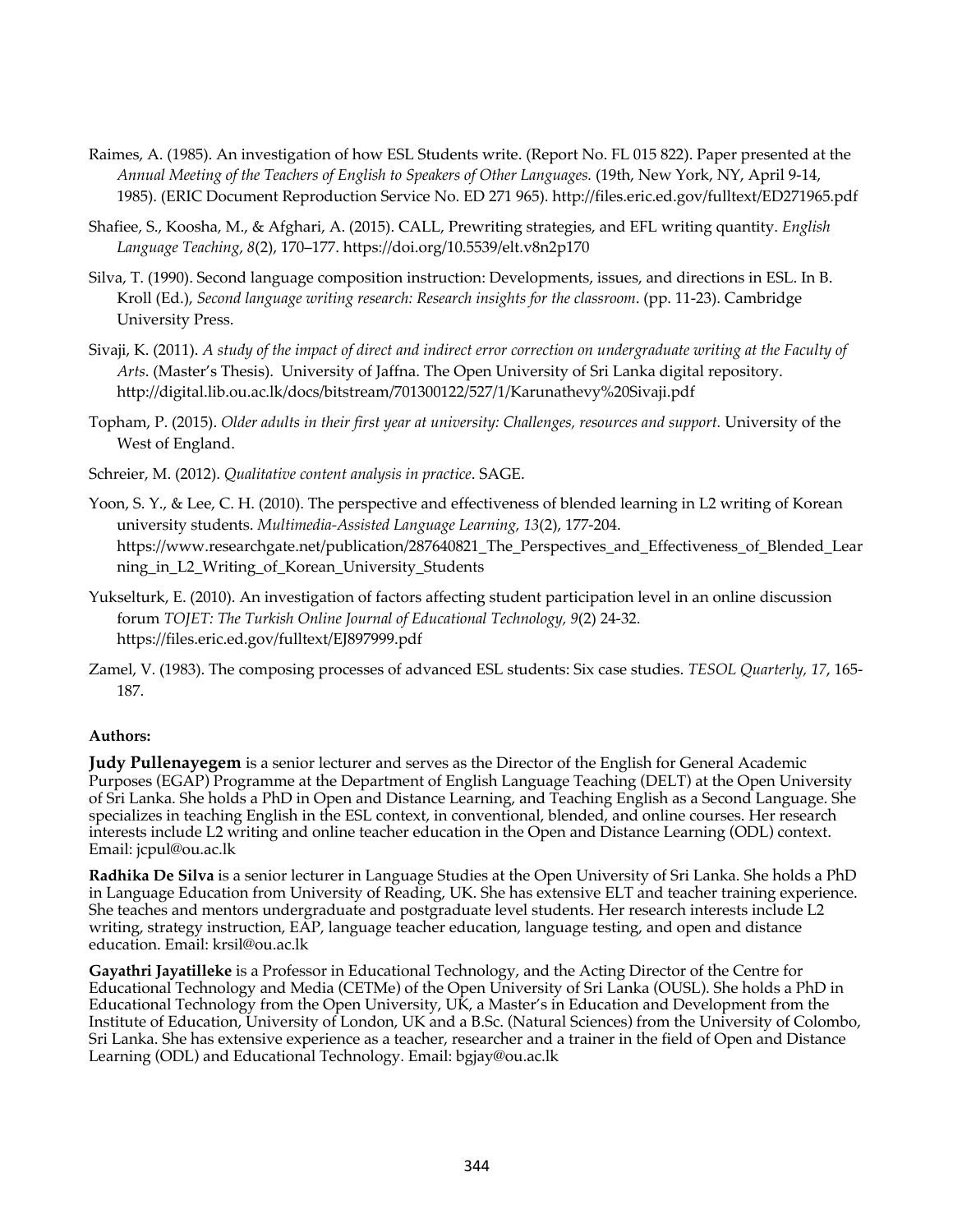Raimes, A. (1985). An investigation of how ESL Students write. (Report No. FL 015 822). Paper presented at the *Annual Meeting of the Teachers of English to Speakers of Other Languages.* (19th, New York, NY, April 9-14, 1985). (ERIC Document Reproduction Service No. ED 271 965). http://files.eric.ed.gov/fulltext/ED271965.pdf

Shafiee, S., Koosha, M., & Afghari, A. (2015). CALL, Prewriting strategies, and EFL writing quantity. *English Language Teaching*, *8*(2), 170–177. https://doi.org/10.5539/elt.v8n2p170

Silva, T. (1990). Second language composition instruction: Developments, issues, and directions in ESL. In B. Kroll (Ed.), *Second language writing research: Research insights for the classroom*. (pp. 11-23). Cambridge University Press.

Sivaji, K. (2011). *A study of the impact of direct and indirect error correction on undergraduate writing at the Faculty of Arts*. (Master's Thesis). University of Jaffna. The Open University of Sri Lanka digital repository. http://digital.lib.ou.ac.lk/docs/bitstream/701300122/527/1/Karunathevy%20Sivaji.pdf

Topham, P. (2015). *Older adults in their first year at university: Challenges, resources and support.* University of the West of England.

Schreier, M. (2012). *Qualitative content analysis in practice*. SAGE.

Yoon, S. Y., & Lee, C. H. (2010). The perspective and effectiveness of blended learning in L2 writing of Korean university students. *Multimedia-Assisted Language Learning, 13*(2), 177-204. https://www.researchgate.net/publication/287640821_The_Perspectives_and_Effectiveness_of_Blended_Learning_in_L2_Writing_of_Korean_University_Students

Yukselturk, E. (2010). An investigation of factors affecting student participation level in an online discussion forum *TOJET: The Turkish Online Journal of Educational Technology, 9*(2) 24-32. https://files.eric.ed.gov/fulltext/EJ897999.pdf

Zamel, V. (1983). The composing processes of advanced ESL students: Six case studies. *TESOL Quarterly, 17*, 165-187.

**Authors:**

**Judy Pullenayegem** is a senior lecturer and serves as the Director of the English for General Academic Purposes (EGAP) Programme at the Department of English Language Teaching (DELT) at the Open University of Sri Lanka. She holds a PhD in Open and Distance Learning, and Teaching English as a Second Language. She specializes in teaching English in the ESL context, in conventional, blended, and online courses. Her research interests include L2 writing and online teacher education in the Open and Distance Learning (ODL) context. Email: jcpul@ou.ac.lk

**Radhika De Silva** is a senior lecturer in Language Studies at the Open University of Sri Lanka. She holds a PhD in Language Education from University of Reading, UK. She has extensive ELT and teacher training experience. She teaches and mentors undergraduate and postgraduate level students. Her research interests include L2 writing, strategy instruction, EAP, language teacher education, language testing, and open and distance education. Email: krsil@ou.ac.lk

**Gayathri Jayatilleke** is a Professor in Educational Technology, and the Acting Director of the Centre for Educational Technology and Media (CETMe) of the Open University of Sri Lanka (OUSL). She holds a PhD in Educational Technology from the Open University, UK, a Master's in Education and Development from the Institute of Education, University of London, UK and a B.Sc. (Natural Sciences) from the University of Colombo, Sri Lanka. She has extensive experience as a teacher, researcher and a trainer in the field of Open and Distance Learning (ODL) and Educational Technology. Email: bgjay@ou.ac.lk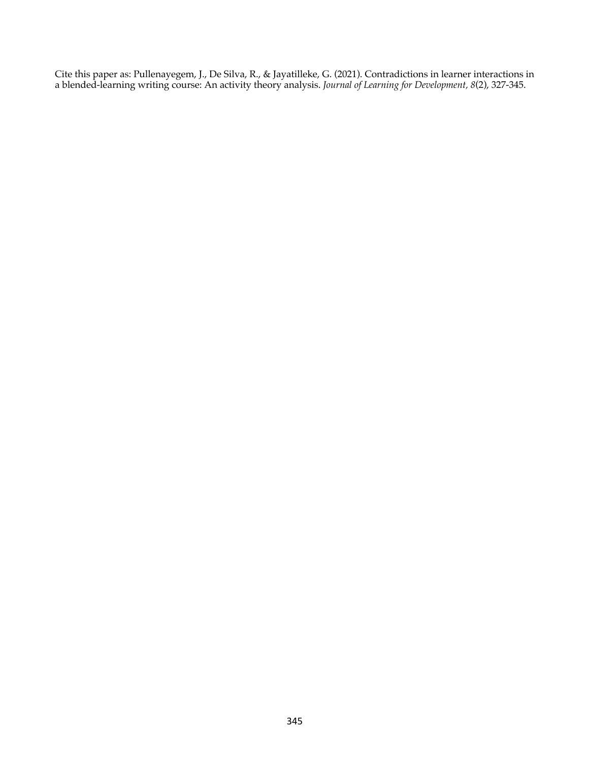Cite this paper as: Pullenayegem, J., De Silva, R., & Jayatilleke, G. (2021). Contradictions in learner interactions in a blended-learning writing course: An activity theory analysis. *Journal of Learning for Development, 8*(2), 327-345.